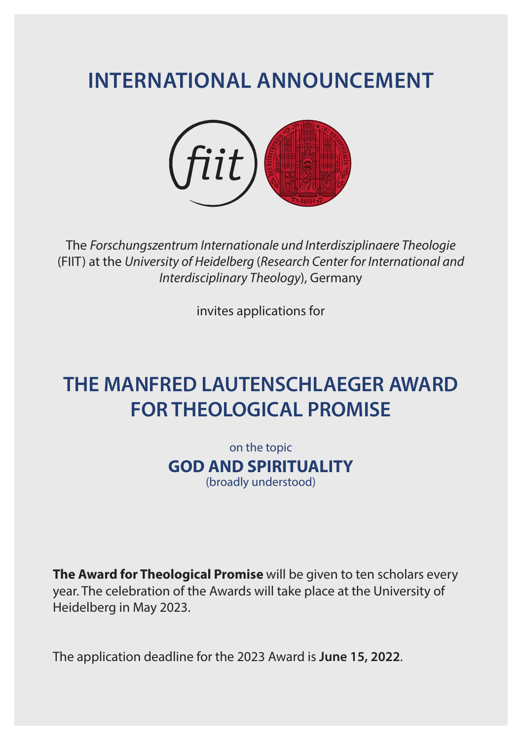# INTERNATIONAL ANNOUNCEMENT

The *Forschungszentrum Internationale und Interdisziplinaere Theologie* (FIIT) at the *University of Heidelberg* (*Research Center for International and Interdisciplinary Theology*), Germany

invites applications for

# THE MANFRED LAUTENSCHLAEGER AWARD FOR THEOLOGICAL PROMISE

on the topic

## GOD AND SPIRITUALITY

(broadly understood)

**The Award for Theological Promise** will be given to ten scholars every year. The celebration of the Awards will take place at the University of Heidelberg in May 2023.

The application deadline for the 2023 Award is **June 15, 2022**.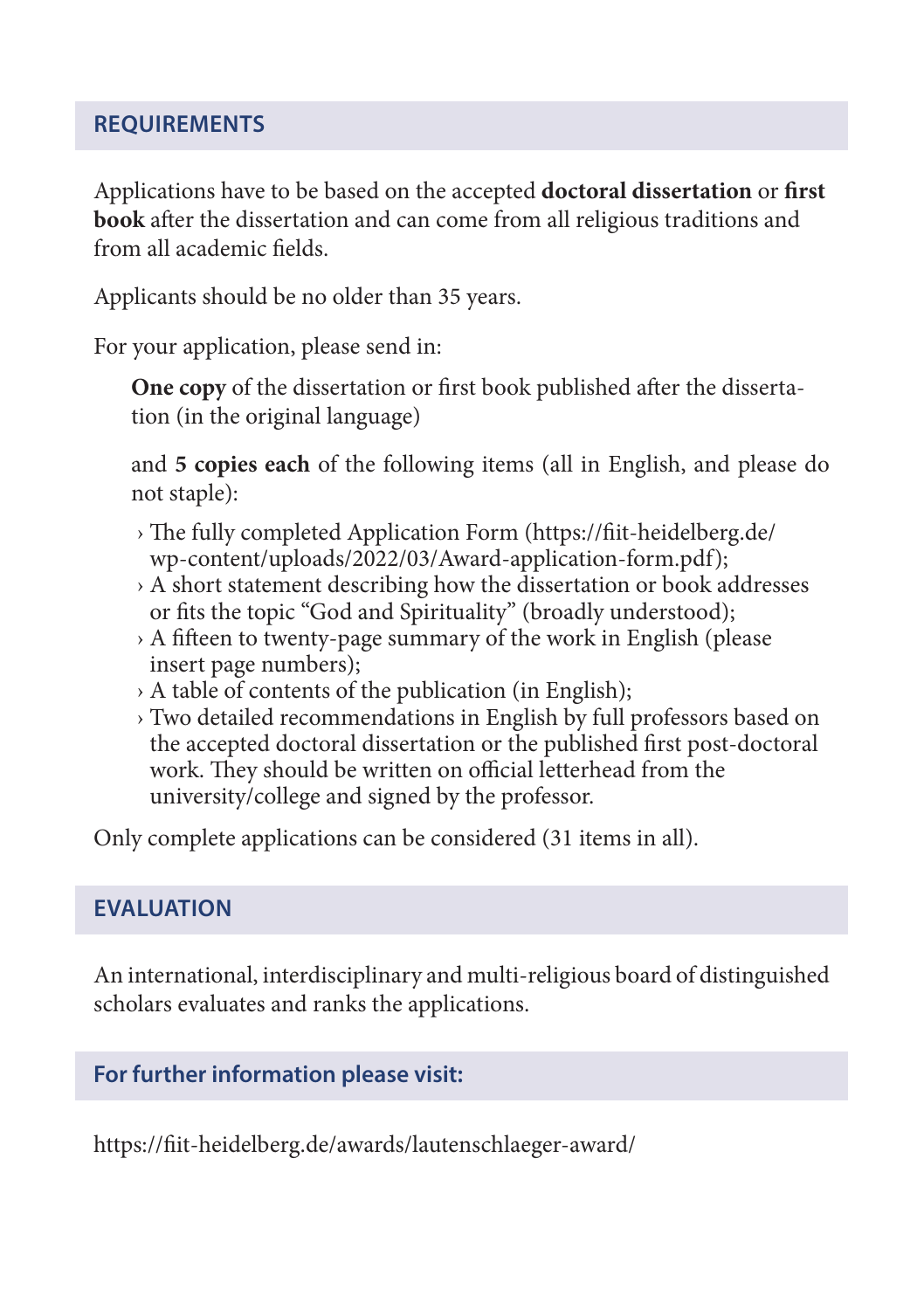## REQUIREMENTS

Applications have to be based on the accepted **doctoral dissertation** or **first book** after the dissertation and can come from all religious traditions and from all academic fields.

Applicants should be no older than 35 years.

For your application, please send in:

> **One copy** of the dissertation or first book published after the dissertation (in the original language)
>
> and **5 copies each** of the following items (all in English, and please do not staple):
>
> - The fully completed Application Form (https://fiit-heidelberg.de/wp-content/uploads/2022/03/Award-application-form.pdf);
> - A short statement describing how the dissertation or book addresses or fits the topic "God and Spirituality" (broadly understood);
> - A fifteen to twenty-page summary of the work in English (please insert page numbers);
> - A table of contents of the publication (in English);
> - Two detailed recommendations in English by full professors based on the accepted doctoral dissertation or the published first post-doctoral work. They should be written on official letterhead from the university/college and signed by the professor.

Only complete applications can be considered (31 items in all).

## EVALUATION

An international, interdisciplinary and multi-religious board of distinguished scholars evaluates and ranks the applications.

## For further information please visit:

https://fiit-heidelberg.de/awards/lautenschlaeger-award/